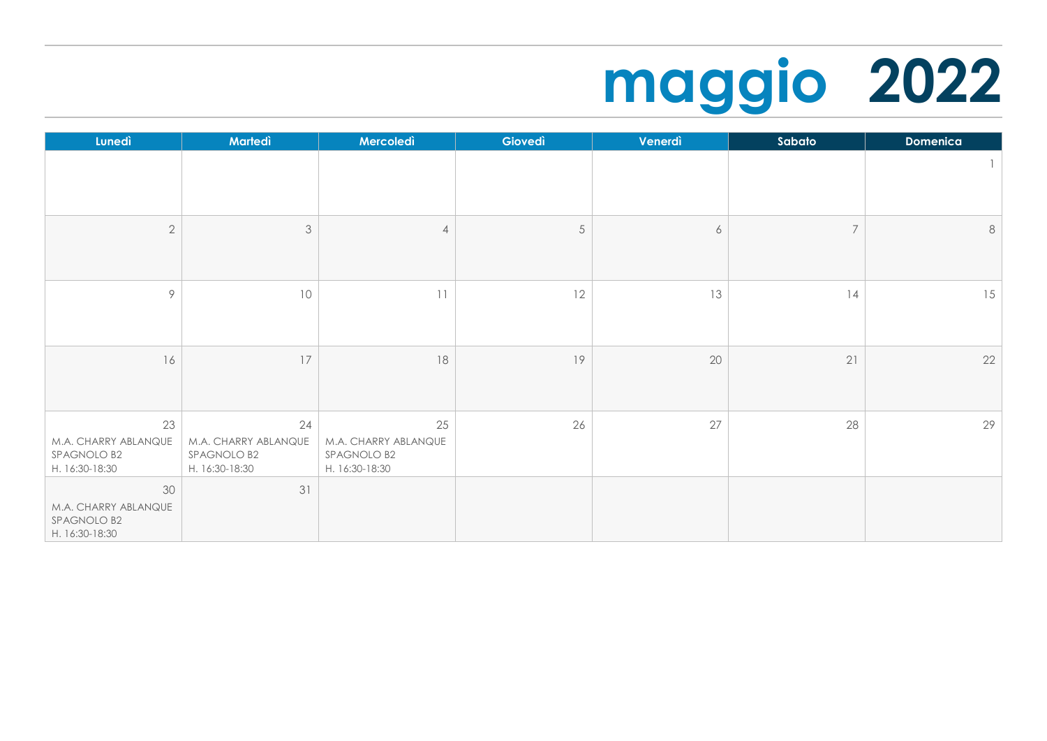# maggio 2022

| Lunedì | Martedì | Mercoledì | Giovedì | Venerdì | Sabato | Domenica |
|---|---|---|---|---|---|---|
| | | | | | | 1 |
| 2 | 3 | 4 | 5 | 6 | 7 | 8 |
| 9 | 10 | 11 | 12 | 13 | 14 | 15 |
| 16 | 17 | 18 | 19 | 20 | 21 | 22 |
| 23 M.A. CHARRY ABLANQUE SPAGNOLO B2 H. 16:30-18:30 | 24 M.A. CHARRY ABLANQUE SPAGNOLO B2 H. 16:30-18:30 | 25 M.A. CHARRY ABLANQUE SPAGNOLO B2 H. 16:30-18:30 | 26 | 27 | 28 | 29 |
| 30 M.A. CHARRY ABLANQUE SPAGNOLO B2 H. 16:30-18:30 | 31 | | | | | |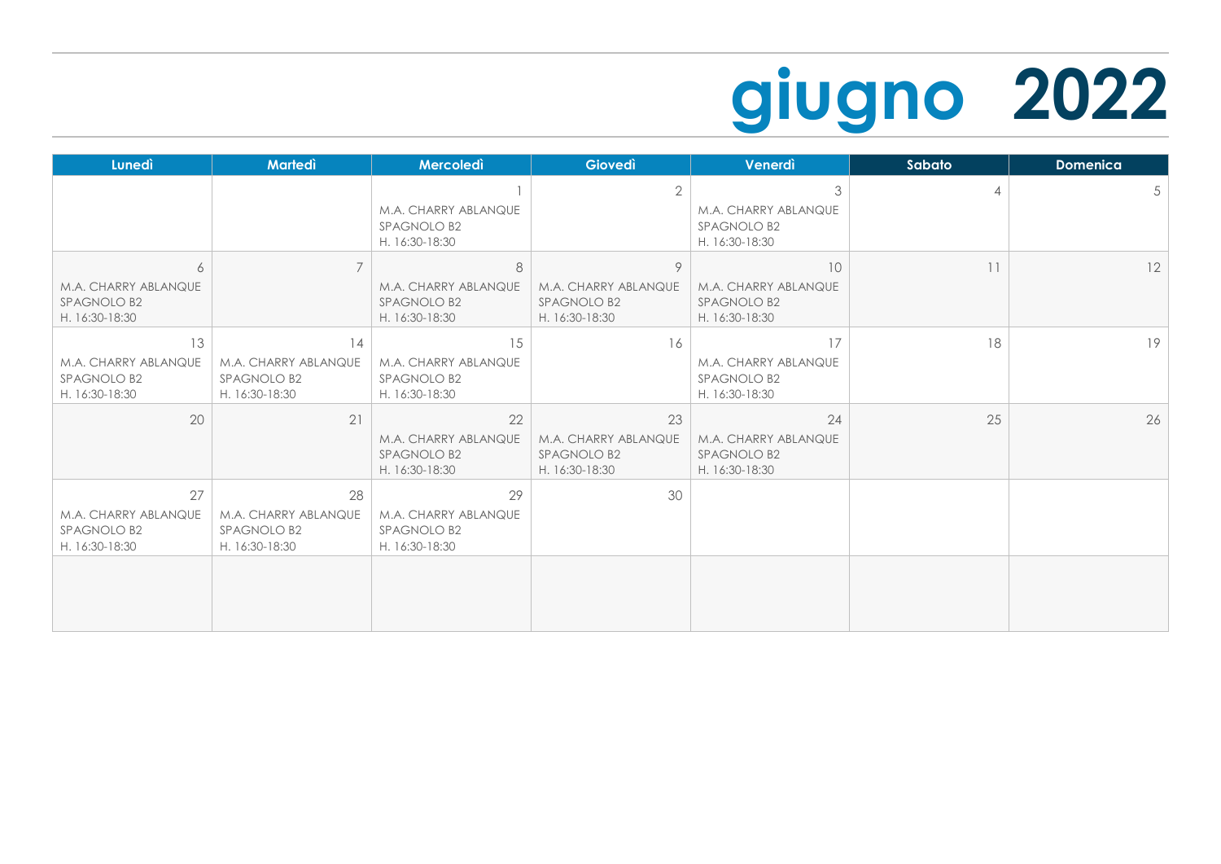# giugno 2022

| Lunedì | Martedì | Mercoledì | Giovedì | Venerdì | Sabato | Domenica |
|---|---|---|---|---|---|---|
| | | 1<br>M.A. CHARRY ABLANQUE<br>SPAGNOLO B2<br>H. 16:30-18:30 | 2 | 3<br>M.A. CHARRY ABLANQUE<br>SPAGNOLO B2<br>H. 16:30-18:30 | 4 | 5 |
| 6<br>M.A. CHARRY ABLANQUE<br>SPAGNOLO B2<br>H. 16:30-18:30 | 7 | 8<br>M.A. CHARRY ABLANQUE<br>SPAGNOLO B2<br>H. 16:30-18:30 | 9<br>M.A. CHARRY ABLANQUE<br>SPAGNOLO B2<br>H. 16:30-18:30 | 10<br>M.A. CHARRY ABLANQUE<br>SPAGNOLO B2<br>H. 16:30-18:30 | 11 | 12 |
| 13<br>M.A. CHARRY ABLANQUE<br>SPAGNOLO B2<br>H. 16:30-18:30 | 14<br>M.A. CHARRY ABLANQUE<br>SPAGNOLO B2<br>H. 16:30-18:30 | 15<br>M.A. CHARRY ABLANQUE<br>SPAGNOLO B2<br>H. 16:30-18:30 | 16 | 17<br>M.A. CHARRY ABLANQUE<br>SPAGNOLO B2<br>H. 16:30-18:30 | 18 | 19 |
| 20 | 21 | 22<br>M.A. CHARRY ABLANQUE<br>SPAGNOLO B2<br>H. 16:30-18:30 | 23<br>M.A. CHARRY ABLANQUE<br>SPAGNOLO B2<br>H. 16:30-18:30 | 24<br>M.A. CHARRY ABLANQUE<br>SPAGNOLO B2<br>H. 16:30-18:30 | 25 | 26 |
| 27<br>M.A. CHARRY ABLANQUE<br>SPAGNOLO B2<br>H. 16:30-18:30 | 28<br>M.A. CHARRY ABLANQUE<br>SPAGNOLO B2<br>H. 16:30-18:30 | 29<br>M.A. CHARRY ABLANQUE<br>SPAGNOLO B2<br>H. 16:30-18:30 | 30 | | | |
| | | | | | | |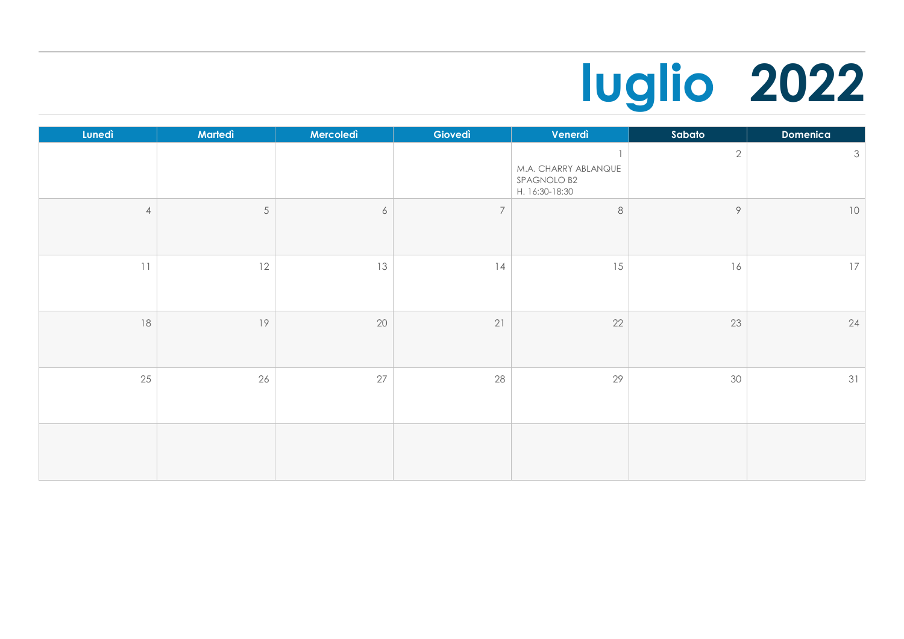# luglio 2022

| Lunedì | Martedì | Mercoledì | Giovedì | Venerdì | Sabato | Domenica |
|---|---|---|---|---|---|---|
| | | | | 1 M.A. CHARRY ABLANQUE SPAGNOLO B2 H. 16:30-18:30 | 2 | 3 |
| 4 | 5 | 6 | 7 | 8 | 9 | 10 |
| 11 | 12 | 13 | 14 | 15 | 16 | 17 |
| 18 | 19 | 20 | 21 | 22 | 23 | 24 |
| 25 | 26 | 27 | 28 | 29 | 30 | 31 |
| | | | | | | |